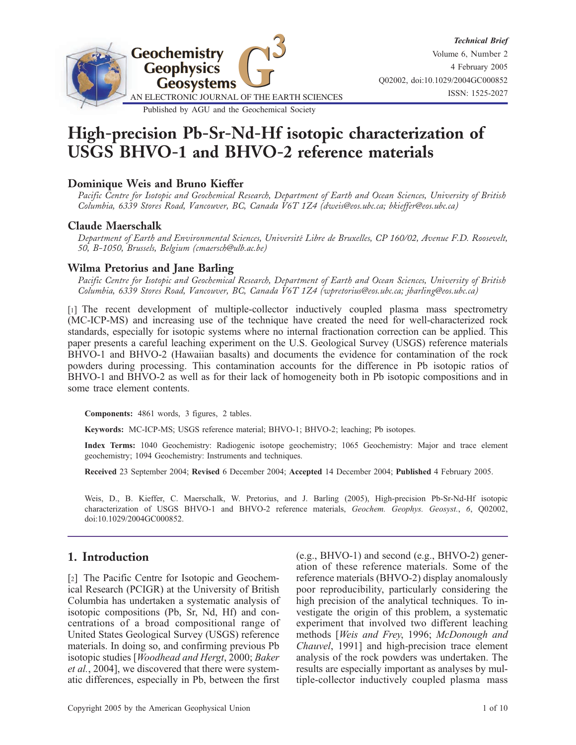# High-precision Pb-Sr-Nd-Hf isotopic characterization of USGS BHVO-1 and BHVO-2 reference materials

### Dominique Weis and Bruno Kieffer

*Pacific Centre for Isotopic and Geochemical Research, Department of Earth and Ocean Sciences, University of British Columbia, 6339 Stores Road, Vancouver, BC, Canada V6T 1Z4 (dweis@eos.ubc.ca; bkieffer@eos.ubc.ca)*

### Claude Maerschalk

*Department of Earth and Environmental Sciences, Université Libre de Bruxelles, CP 160/02, Avenue F.D. Roosevelt, 50, B-1050, Brussels, Belgium (cmaersch@ulb.ac.be)*

### Wilma Pretorius and Jane Barling

*Pacific Centre for Isotopic and Geochemical Research, Department of Earth and Ocean Sciences, University of British Columbia, 6339 Stores Road, Vancouver, BC, Canada V6T 1Z4 (wpretorius@eos.ubc.ca; jbarling@eos.ubc.ca)*

[1] The recent development of multiple-collector inductively coupled plasma mass spectrometry (MC-ICP-MS) and increasing use of the technique have created the need for well-characterized rock standards, especially for isotopic systems where no internal fractionation correction can be applied. This paper presents a careful leaching experiment on the U.S. Geological Survey (USGS) reference materials BHVO-1 and BHVO-2 (Hawaiian basalts) and documents the evidence for contamination of the rock powders during processing. This contamination accounts for the difference in Pb isotopic ratios of BHVO-1 and BHVO-2 as well as for their lack of homogeneity both in Pb isotopic compositions and in some trace element contents.

**Components:** 4861 words, 3 figures, 2 tables.

**Keywords:** MC-ICP-MS; USGS reference material; BHVO-1; BHVO-2; leaching; Pb isotopes.

**Index Terms:** 1040 Geochemistry: Radiogenic isotope geochemistry; 1065 Geochemistry: Major and trace element geochemistry; 1094 Geochemistry: Instruments and techniques.

**Received** 23 September 2004; **Revised** 6 December 2004; **Accepted** 14 December 2004; **Published** 4 February 2005.

Weis, D., B. Kieffer, C. Maerschalk, W. Pretorius, and J. Barling (2005), High-precision Pb-Sr-Nd-Hf isotopic characterization of USGS BHVO-1 and BHVO-2 reference materials, *Geochem. Geophys. Geosyst.*, *6*, Q02002, doi:10.1029/2004GC000852.

## 1. Introduction

[2] The Pacific Centre for Isotopic and Geochemical Research (PCIGR) at the University of British Columbia has undertaken a systematic analysis of isotopic compositions (Pb, Sr, Nd, Hf) and concentrations of a broad compositional range of United States Geological Survey (USGS) reference materials. In doing so, and confirming previous Pb isotopic studies [*Woodhead and Hergt*, 2000; *Baker et al.*, 2004], we discovered that there were systematic differences, especially in Pb, between the first (e.g., BHVO-1) and second (e.g., BHVO-2) generation of these reference materials. Some of the reference materials (BHVO-2) display anomalously poor reproducibility, particularly considering the high precision of the analytical techniques. To investigate the origin of this problem, a systematic experiment that involved two different leaching methods [*Weis and Frey*, 1996; *McDonough and Chauvel*, 1991] and high-precision trace element analysis of the rock powders was undertaken. The results are especially important as analyses by multiple-collector inductively coupled plasma mass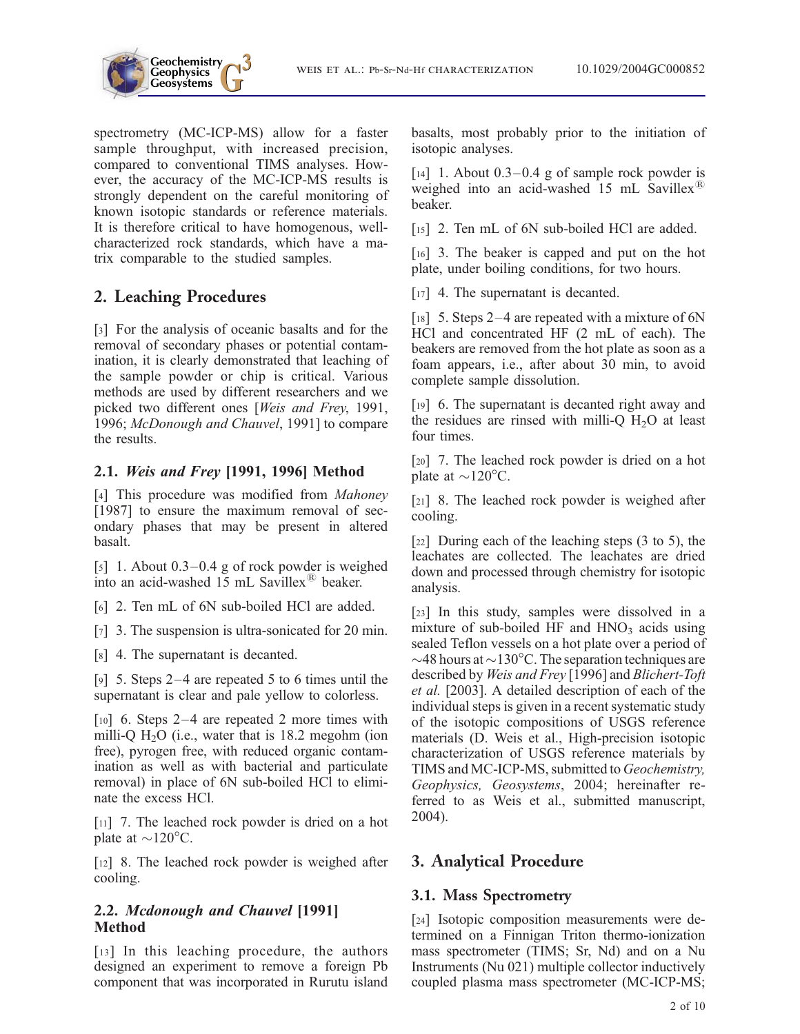spectrometry (MC-ICP-MS) allow for a faster sample throughput, with increased precision, compared to conventional TIMS analyses. However, the accuracy of the MC-ICP-MS results is strongly dependent on the careful monitoring of known isotopic standards or reference materials. It is therefore critical to have homogenous, well-characterized rock standards, which have a matrix comparable to the studied samples.

## 2. Leaching Procedures

[3] For the analysis of oceanic basalts and for the removal of secondary phases or potential contamination, it is clearly demonstrated that leaching of the sample powder or chip is critical. Various methods are used by different researchers and we picked two different ones [*Weis and Frey*, 1991, 1996; *McDonough and Chauvel*, 1991] to compare the results.

### 2.1. *Weis and Frey* [1991, 1996] Method

[4] This procedure was modified from *Mahoney* [1987] to ensure the maximum removal of secondary phases that may be present in altered basalt.

[5] 1. About 0.3–0.4 g of rock powder is weighed into an acid-washed 15 mL Savillex® beaker.

[6] 2. Ten mL of 6N sub-boiled HCl are added.

[7] 3. The suspension is ultra-sonicated for 20 min.

[8] 4. The supernatant is decanted.

[9] 5. Steps 2–4 are repeated 5 to 6 times until the supernatant is clear and pale yellow to colorless.

[10] 6. Steps 2–4 are repeated 2 more times with milli-Q $H_2O$ (i.e., water that is 18.2 megohm (ion free), pyrogen free, with reduced organic contamination as well as with bacterial and particulate removal) in place of 6N sub-boiled HCl to eliminate the excess HCl.

[11] 7. The leached rock powder is dried on a hot plate at ~120°C.

[12] 8. The leached rock powder is weighed after cooling.

### 2.2. *Mcdonough and Chauvel* [1991] Method

[13] In this leaching procedure, the authors designed an experiment to remove a foreign Pb component that was incorporated in Rurutu island basalts, most probably prior to the initiation of isotopic analyses.

[14] 1. About 0.3–0.4 g of sample rock powder is weighed into an acid-washed 15 mL Savillex® beaker.

[15] 2. Ten mL of 6N sub-boiled HCl are added.

[16] 3. The beaker is capped and put on the hot plate, under boiling conditions, for two hours.

[17] 4. The supernatant is decanted.

[18] 5. Steps 2–4 are repeated with a mixture of 6N HCl and concentrated HF (2 mL of each). The beakers are removed from the hot plate as soon as a foam appears, i.e., after about 30 min, to avoid complete sample dissolution.

[19] 6. The supernatant is decanted right away and the residues are rinsed with milli-Q $H_2O$ at least four times.

[20] 7. The leached rock powder is dried on a hot plate at ~120°C.

[21] 8. The leached rock powder is weighed after cooling.

[22] During each of the leaching steps (3 to 5), the leachates are collected. The leachates are dried down and processed through chemistry for isotopic analysis.

[23] In this study, samples were dissolved in a mixture of sub-boiled HF and $HNO_3$ acids using sealed Teflon vessels on a hot plate over a period of ~48 hours at ~130°C. The separation techniques are described by *Weis and Frey* [1996] and *Blichert-Toft et al.* [2003]. A detailed description of each of the individual steps is given in a recent systematic study of the isotopic compositions of USGS reference materials (D. Weis et al., High-precision isotopic characterization of USGS reference materials by TIMS and MC-ICP-MS, submitted to *Geochemistry, Geophysics, Geosystems*, 2004; hereinafter referred to as Weis et al., submitted manuscript, 2004).

## 3. Analytical Procedure

### 3.1. Mass Spectrometry

[24] Isotopic composition measurements were determined on a Finnigan Triton thermo-ionization mass spectrometer (TIMS; Sr, Nd) and on a Nu Instruments (Nu 021) multiple collector inductively coupled plasma mass spectrometer (MC-ICP-MS;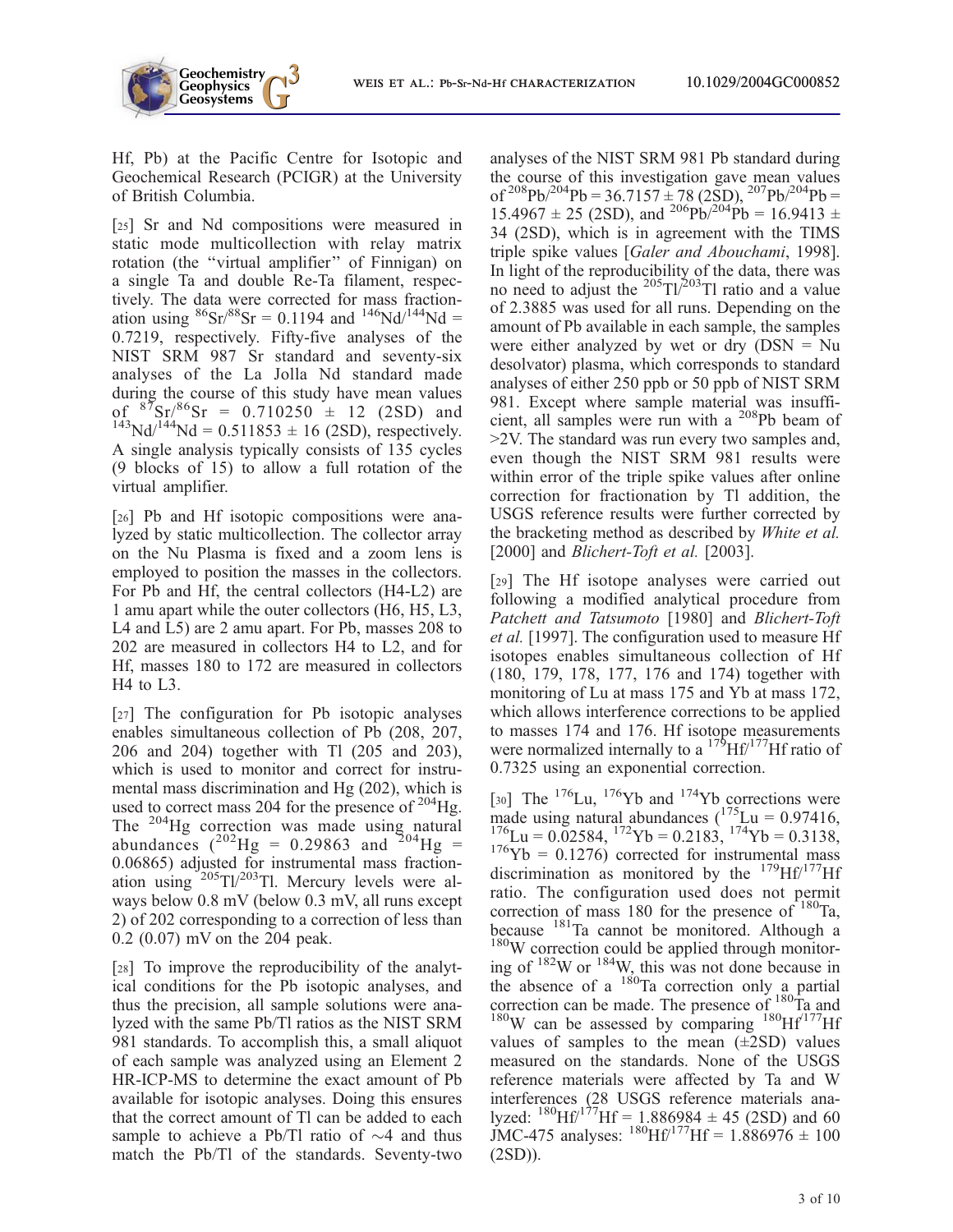Hf, Pb) at the Pacific Centre for Isotopic and Geochemical Research (PCIGR) at the University of British Columbia.

[25] Sr and Nd compositions were measured in static mode multicollection with relay matrix rotation (the "virtual amplifier" of Finnigan) on a single Ta and double Re-Ta filament, respectively. The data were corrected for mass fractionation using $^{86}Sr/^{88}Sr$ = 0.1194 and $^{146}Nd/^{144}Nd$ = 0.7219, respectively. Fifty-five analyses of the NIST SRM 987 Sr standard and seventy-six analyses of the La Jolla Nd standard made during the course of this study have mean values of $^{87}Sr/^{86}Sr$ = 0.710250 ± 12 (2SD) and $^{143}Nd/^{144}Nd$ = 0.511853 ± 16 (2SD), respectively. A single analysis typically consists of 135 cycles (9 blocks of 15) to allow a full rotation of the virtual amplifier.

[26] Pb and Hf isotopic compositions were analyzed by static multicollection. The collector array on the Nu Plasma is fixed and a zoom lens is employed to position the masses in the collectors. For Pb and Hf, the central collectors (H4-L2) are 1 amu apart while the outer collectors (H6, H5, L3, L4 and L5) are 2 amu apart. For Pb, masses 208 to 202 are measured in collectors H4 to L2, and for Hf, masses 180 to 172 are measured in collectors H4 to L3.

[27] The configuration for Pb isotopic analyses enables simultaneous collection of Pb (208, 207, 206 and 204) together with Tl (205 and 203), which is used to monitor and correct for instrumental mass discrimination and Hg (202), which is used to correct mass 204 for the presence of $^{204}Hg$. The $^{204}Hg$ correction was made using natural abundances ($^{202}Hg$ = 0.29863 and $^{204}Hg$ = 0.06865) adjusted for instrumental mass fractionation using $^{205}Tl/^{203}Tl$. Mercury levels were always below 0.8 mV (below 0.3 mV, all runs except 2) of 202 corresponding to a correction of less than 0.2 (0.07) mV on the 204 peak.

[28] To improve the reproducibility of the analytical conditions for the Pb isotopic analyses, and thus the precision, all sample solutions were analyzed with the same Pb/Tl ratios as the NIST SRM 981 standards. To accomplish this, a small aliquot of each sample was analyzed using an Element 2 HR-ICP-MS to determine the exact amount of Pb available for isotopic analyses. Doing this ensures that the correct amount of Tl can be added to each sample to achieve a Pb/Tl ratio of ~4 and thus match the Pb/Tl of the standards. Seventy-two analyses of the NIST SRM 981 Pb standard during the course of this investigation gave mean values of $^{208}Pb/^{204}Pb$ = 36.7157 ± 78 (2SD), $^{207}Pb/^{204}Pb$ = 15.4967 ± 25 (2SD), and $^{206}Pb/^{204}Pb$ = 16.9413 ± 34 (2SD), which is in agreement with the TIMS triple spike values [*Galer and Abouchami*, 1998]. In light of the reproducibility of the data, there was no need to adjust the $^{205}Tl/^{203}Tl$ ratio and a value of 2.3885 was used for all runs. Depending on the amount of Pb available in each sample, the samples were either analyzed by wet or dry (DSN = Nu desolvator) plasma, which corresponds to standard analyses of either 250 ppb or 50 ppb of NIST SRM 981. Except where sample material was insufficient, all samples were run with a $^{208}Pb$ beam of >2V. The standard was run every two samples and, even though the NIST SRM 981 results were within error of the triple spike values after online correction for fractionation by Tl addition, the USGS reference results were further corrected by the bracketing method as described by *White et al.* [2000] and *Blichert-Toft et al.* [2003].

[29] The Hf isotope analyses were carried out following a modified analytical procedure from *Patchett and Tatsumoto* [1980] and *Blichert-Toft et al.* [1997]. The configuration used to measure Hf isotopes enables simultaneous collection of Hf (180, 179, 178, 177, 176 and 174) together with monitoring of Lu at mass 175 and Yb at mass 172, which allows interference corrections to be applied to masses 174 and 176. Hf isotope measurements were normalized internally to a $^{179}Hf/^{177}Hf$ ratio of 0.7325 using an exponential correction.

[30] The $^{176}Lu$, $^{176}Yb$ and $^{174}Yb$ corrections were made using natural abundances ($^{175}Lu$ = 0.97416, $^{176}Lu$ = 0.02584, $^{172}Yb$ = 0.2183, $^{174}Yb$ = 0.3138, $^{176}Yb$ = 0.1276) corrected for instrumental mass discrimination as monitored by the $^{179}Hf/^{177}Hf$ ratio. The configuration used does not permit correction of mass 180 for the presence of $^{180}Ta$, because $^{181}Ta$ cannot be monitored. Although a $^{180}W$ correction could be applied through monitoring of $^{182}W$ or $^{184}W$, this was not done because in the absence of a $^{180}Ta$ correction only a partial correction can be made. The presence of $^{180}Ta$ and $^{180}W$ can be assessed by comparing $^{180}Hf/^{177}Hf$ values of samples to the mean (±2SD) values measured on the standards. None of the USGS reference materials were affected by Ta and W interferences (28 USGS reference materials analyzed: $^{180}Hf/^{177}Hf$ = 1.886984 ± 45 (2SD) and 60 JMC-475 analyses: $^{180}Hf/^{177}Hf$ = 1.886976 ± 100 (2SD)).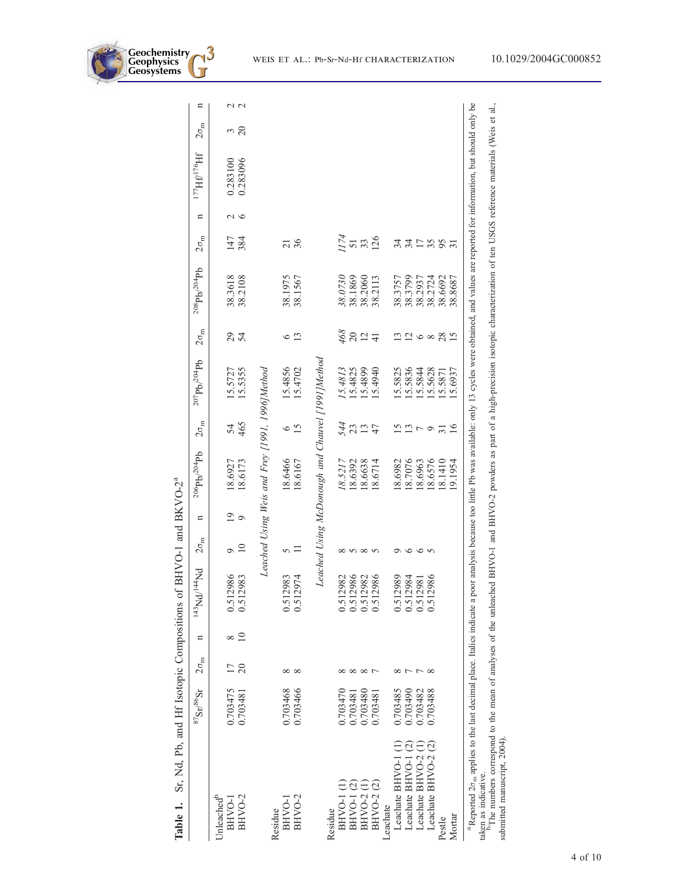**Table 1.** Sr, Nd, Pb, and Hf Isotopic Compositions of BHVO-1 and BKVO-2[a]

| | $^{87}Sr/^{86}Sr$ | $2\sigma_m$ | n | $^{143}Nd/^{144}Nd$ | $2\sigma_m$ | n | $^{206}Pb/^{204}Pb$ | $2\sigma_m$ | $^{207}Pb/^{204}Pb$ | $2\sigma_m$ | $^{208}Pb/^{204}Pb$ | $2\sigma_m$ | n | $^{177}Hf/^{176}Hf$ | $2\sigma_m$ | n |
|---|---|---|---|---|---|---|---|---|---|---|---|---|---|---|---|---|
| Unleached[b] | | | | | | | | | | | | | | | | |
| BHVO-1 | 0.703475 | 17 | 8 | 0.512986 | 9 | 19 | 18.6927 | 54 | 15.5727 | 29 | 38.3618 | 147 | 2 | 0.283100 | 3 | 2 |
| BHVO-2 | 0.703481 | 20 | 10 | 0.512983 | 10 | 9 | 18.6173 | 465 | 15.5355 | 54 | 38.2108 | 384 | 6 | 0.283096 | 20 | 2 |
| *Leached Using Weis and Frey [1991, 1996] Method* | | | | | | | | | | | | | | | | |
| Residue | | | | | | | | | | | | | | | | |
| BHVO-1 | 0.703468 | 8 | | 0.512983 | 5 | | 18.6466 | 6 | 15.4856 | 6 | 38.1975 | 21 | | | | |
| BHVO-2 | 0.703466 | 8 | | 0.512974 | 11 | | 18.6167 | 15 | 15.4702 | 13 | 38.1567 | 36 | | | | |
| *Leached Using McDonough and Chauvel [1991] Method* | | | | | | | | | | | | | | | | |
| Residue | | | | | | | | | | | | | | | | |
| BHVO-1 (1) | 0.703470 | 8 | | 0.512982 | 8 | | *18.5217* | *544* | *15.4813* | *468* | *38.0730* | *1174* | | | | |
| BHVO-1 (2) | 0.703481 | 8 | | 0.512986 | 5 | | 18.6392 | 23 | 15.4825 | 20 | 38.1869 | 51 | | | | |
| BHVO-2 (1) | 0.703480 | 8 | | 0.512982 | 8 | | 18.6638 | 13 | 15.4899 | 12 | 38.2060 | 33 | | | | |
| BHVO-2 (2) | 0.703481 | 7 | | 0.512986 | 5 | | 18.6714 | 47 | 15.4940 | 41 | 38.2113 | 126 | | | | |
| Leachate | | | | | | | | | | | | | | | | |
| Leachate BHVO-1 (1) | 0.703485 | 8 | | 0.512989 | 9 | | 18.6982 | 15 | 15.5825 | 13 | 38.3757 | 34 | | | | |
| Leachate BHVO-1 (2) | 0.703490 | 7 | | 0.512984 | 6 | | 18.7076 | 13 | 15.5836 | 12 | 38.3799 | 34 | | | | |
| Leachate BHVO-2 (1) | 0.703482 | 7 | | 0.512981 | 6 | | 18.6963 | 7 | 15.5844 | 6 | 38.2937 | 17 | | | | |
| Leachate BHVO-2 (2) | 0.703488 | 8 | | 0.512986 | 5 | | 18.6576 | 9 | 15.5628 | 8 | 38.2724 | 35 | | | | |
| Pestle | | | | | | | 18.1410 | 31 | 15.5871 | 28 | 38.6692 | 95 | | | | |
| Mortar | | | | | | | 19.1954 | 16 | 15.6937 | 15 | 38.8687 | 31 | | | | |

[a]Reported $2\sigma_m$ applies to the last decimal place. Italics indicate a poor analysis because too little Pb was available: only 13 cycles were obtained, and values are reported for information, but should only be taken as indicative.

[b]The numbers correspond to the mean of analyses of the unleached BHVO-1 and BHVO-2 powders as part of a high-precision isotopic characterization of ten USGS reference materials (Weis et al., submitted manuscript, 2004).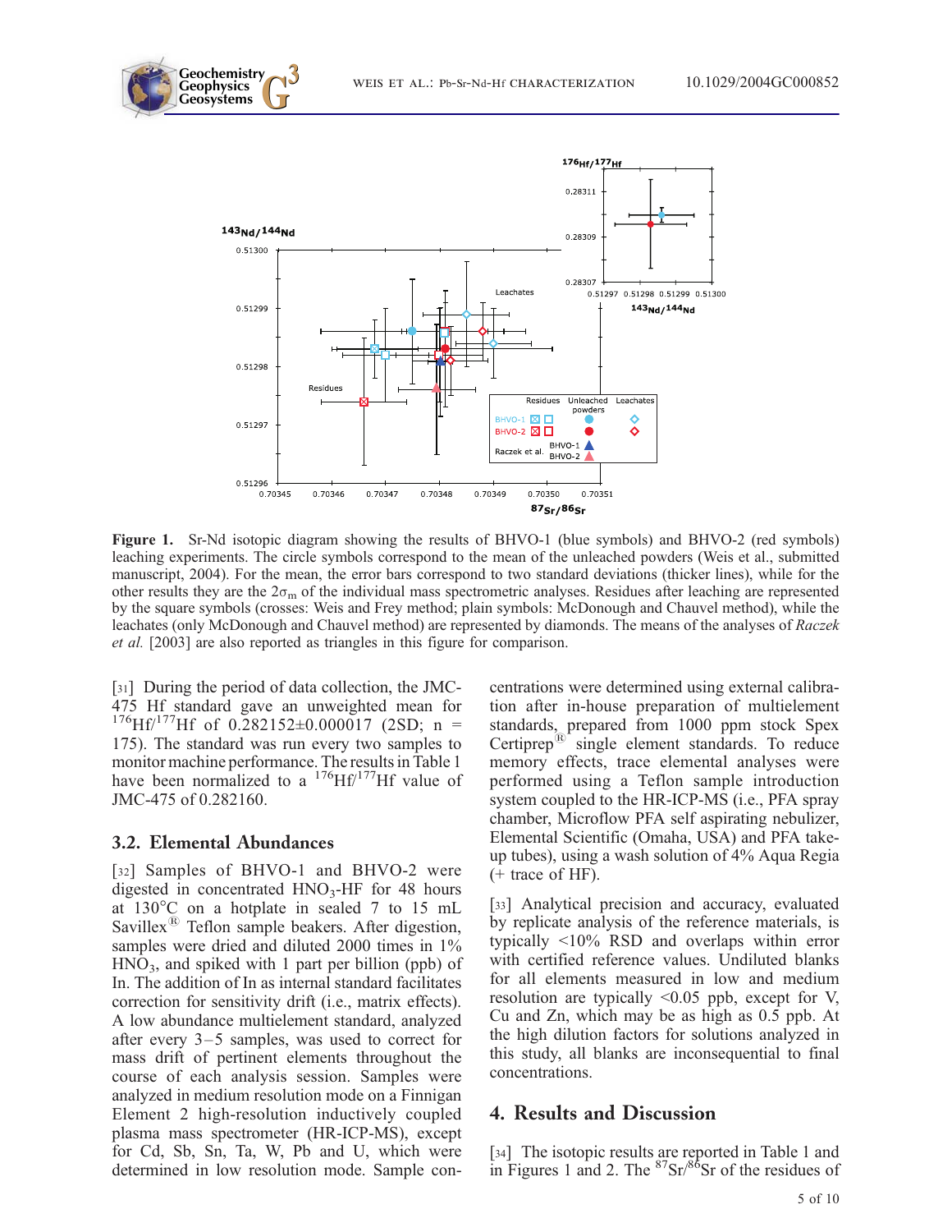**Figure 1.** Sr-Nd isotopic diagram showing the results of BHVO-1 (blue symbols) and BHVO-2 (red symbols) leaching experiments. The circle symbols correspond to the mean of the unleached powders (Weis et al., submitted manuscript, 2004). For the mean, the error bars correspond to two standard deviations (thicker lines), while for the other results they are the $2\sigma_m$ of the individual mass spectrometric analyses. Residues after leaching are represented by the square symbols (crosses: Weis and Frey method; plain symbols: McDonough and Chauvel method), while the leachates (only McDonough and Chauvel method) are represented by diamonds. The means of the analyses of *Raczek et al.* [2003] are also reported as triangles in this figure for comparison.

[31] During the period of data collection, the JMC-475 Hf standard gave an unweighted mean for $^{176}Hf/^{177}Hf$ of 0.282152±0.000017 (2SD; n = 175). The standard was run every two samples to monitor machine performance. The results in Table 1 have been normalized to a $^{176}Hf/^{177}Hf$ value of JMC-475 of 0.282160.

## 3.2. Elemental Abundances

[32] Samples of BHVO-1 and BHVO-2 were digested in concentrated $HNO_3$-HF for 48 hours at 130°C on a hotplate in sealed 7 to 15 mL Savillex® Teflon sample beakers. After digestion, samples were dried and diluted 2000 times in 1% $HNO_3$, and spiked with 1 part per billion (ppb) of In. The addition of In as internal standard facilitates correction for sensitivity drift (i.e., matrix effects). A low abundance multielement standard, analyzed after every 3–5 samples, was used to correct for mass drift of pertinent elements throughout the course of each analysis session. Samples were analyzed in medium resolution mode on a Finnigan Element 2 high-resolution inductively coupled plasma mass spectrometer (HR-ICP-MS), except for Cd, Sb, Sn, Ta, W, Pb and U, which were determined in low resolution mode. Sample concentrations were determined using external calibration after in-house preparation of multielement standards, prepared from 1000 ppm stock Spex Certiprep® single element standards. To reduce memory effects, trace elemental analyses were performed using a Teflon sample introduction system coupled to the HR-ICP-MS (i.e., PFA spray chamber, Microflow PFA self aspirating nebulizer, Elemental Scientific (Omaha, USA) and PFA take-up tubes), using a wash solution of 4% Aqua Regia (+ trace of HF).

[33] Analytical precision and accuracy, evaluated by replicate analysis of the reference materials, is typically <10% RSD and overlaps within error with certified reference values. Undiluted blanks for all elements measured in low and medium resolution are typically <0.05 ppb, except for V, Cu and Zn, which may be as high as 0.5 ppb. At the high dilution factors for solutions analyzed in this study, all blanks are inconsequential to final concentrations.

# 4. Results and Discussion

[34] The isotopic results are reported in Table 1 and in Figures 1 and 2. The $^{87}Sr/^{86}Sr$ of the residues of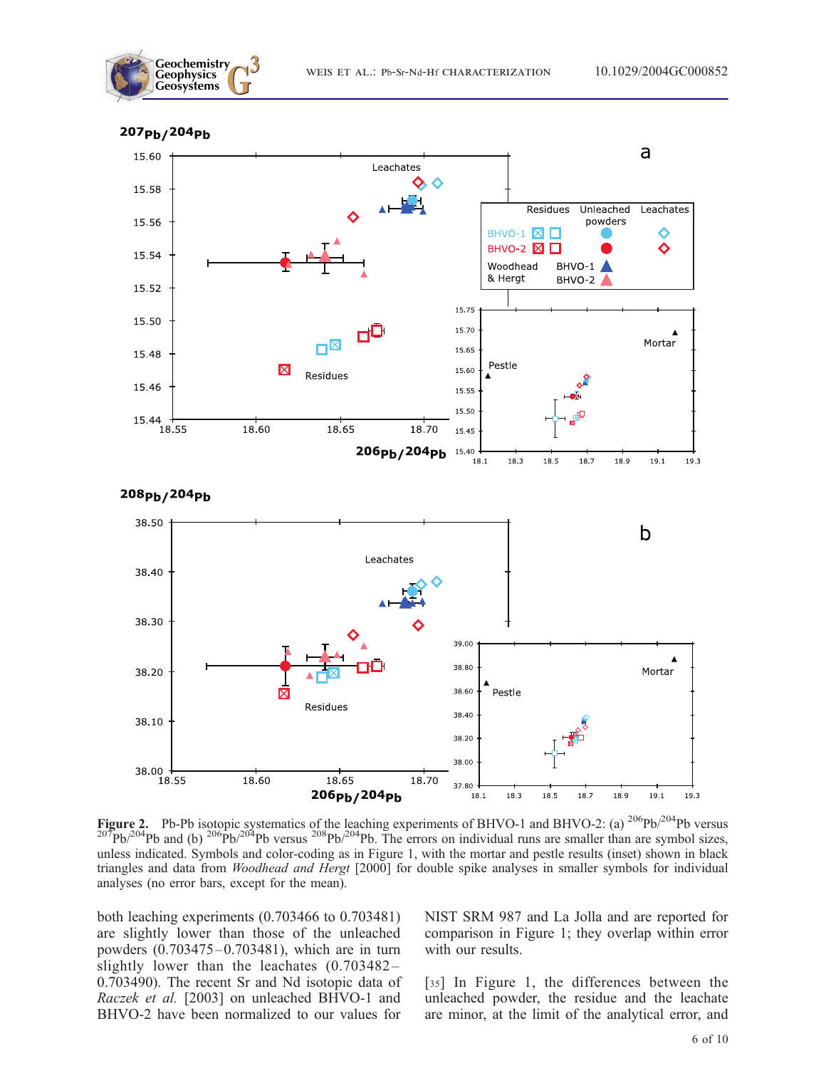**Figure 2.** Pb-Pb isotopic systematics of the leaching experiments of BHVO-1 and BHVO-2: (a) $^{206}Pb/^{204}Pb$ versus $^{207}Pb/^{204}Pb$ and (b) $^{206}Pb/^{204}Pb$ versus $^{208}Pb/^{204}Pb$. The errors on individual runs are smaller than are symbol sizes, unless indicated. Symbols and color-coding as in Figure 1, with the mortar and pestle results (inset) shown in black triangles and data from *Woodhead and Hergt* [2000] for double spike analyses in smaller symbols for individual analyses (no error bars, except for the mean).

both leaching experiments (0.703466 to 0.703481) are slightly lower than those of the unleached powders (0.703475–0.703481), which are in turn slightly lower than the leachates (0.703482–0.703490). The recent Sr and Nd isotopic data of *Raczek et al.* [2003] on unleached BHVO-1 and BHVO-2 have been normalized to our values for NIST SRM 987 and La Jolla and are reported for comparison in Figure 1; they overlap within error with our results.

[35] In Figure 1, the differences between the unleached powder, the residue and the leachate are minor, at the limit of the analytical error, and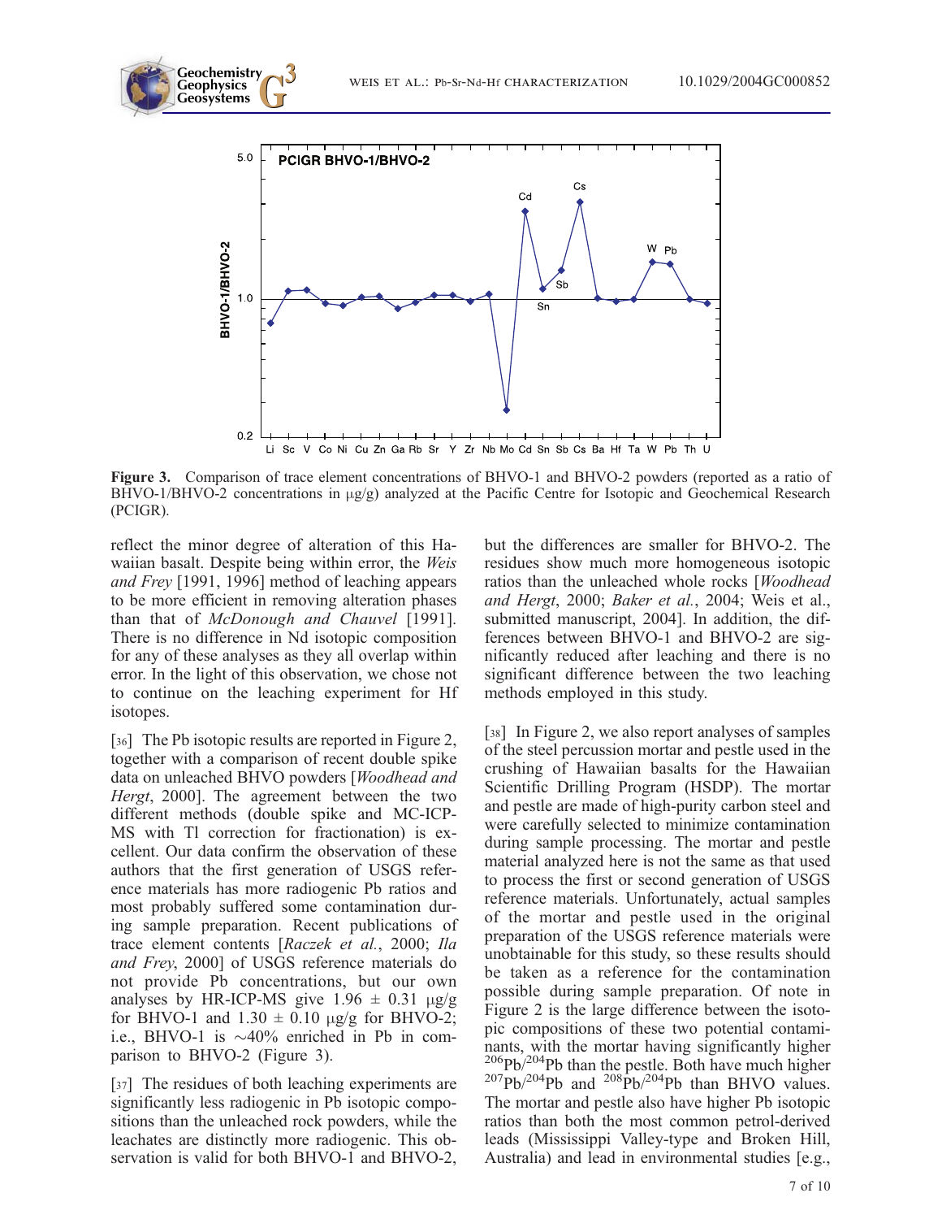**Figure 3.** Comparison of trace element concentrations of BHVO-1 and BHVO-2 powders (reported as a ratio of BHVO-1/BHVO-2 concentrations in μg/g) analyzed at the Pacific Centre for Isotopic and Geochemical Research (PCIGR).

reflect the minor degree of alteration of this Hawaiian basalt. Despite being within error, the *Weis and Frey* [1991, 1996] method of leaching appears to be more efficient in removing alteration phases than that of *McDonough and Chauvel* [1991]. There is no difference in Nd isotopic composition for any of these analyses as they all overlap within error. In the light of this observation, we chose not to continue on the leaching experiment for Hf isotopes.

[36] The Pb isotopic results are reported in Figure 2, together with a comparison of recent double spike data on unleached BHVO powders [*Woodhead and Hergt*, 2000]. The agreement between the two different methods (double spike and MC-ICP-MS with Tl correction for fractionation) is excellent. Our data confirm the observation of these authors that the first generation of USGS reference materials has more radiogenic Pb ratios and most probably suffered some contamination during sample preparation. Recent publications of trace element contents [*Raczek et al.*, 2000; *Ila and Frey*, 2000] of USGS reference materials do not provide Pb concentrations, but our own analyses by HR-ICP-MS give 1.96 ± 0.31 μg/g for BHVO-1 and 1.30 ± 0.10 μg/g for BHVO-2; i.e., BHVO-1 is ∼40% enriched in Pb in comparison to BHVO-2 (Figure 3).

[37] The residues of both leaching experiments are significantly less radiogenic in Pb isotopic compositions than the unleached rock powders, while the leachates are distinctly more radiogenic. This observation is valid for both BHVO-1 and BHVO-2, but the differences are smaller for BHVO-2. The residues show much more homogeneous isotopic ratios than the unleached whole rocks [*Woodhead and Hergt*, 2000; *Baker et al.*, 2004; Weis et al., submitted manuscript, 2004]. In addition, the differences between BHVO-1 and BHVO-2 are significantly reduced after leaching and there is no significant difference between the two leaching methods employed in this study.

[38] In Figure 2, we also report analyses of samples of the steel percussion mortar and pestle used in the crushing of Hawaiian basalts for the Hawaiian Scientific Drilling Program (HSDP). The mortar and pestle are made of high-purity carbon steel and were carefully selected to minimize contamination during sample processing. The mortar and pestle material analyzed here is not the same as that used to process the first or second generation of USGS reference materials. Unfortunately, actual samples of the mortar and pestle used in the original preparation of the USGS reference materials were unobtainable for this study, so these results should be taken as a reference for the contamination possible during sample preparation. Of note in Figure 2 is the large difference between the isotopic compositions of these two potential contaminants, with the mortar having significantly higher $^{206}Pb/^{204}Pb$ than the pestle. Both have much higher $^{207}Pb/^{204}Pb$ and $^{208}Pb/^{204}Pb$ than BHVO values. The mortar and pestle also have higher Pb isotopic ratios than both the most common petrol-derived leads (Mississippi Valley-type and Broken Hill, Australia) and lead in environmental studies [e.g.,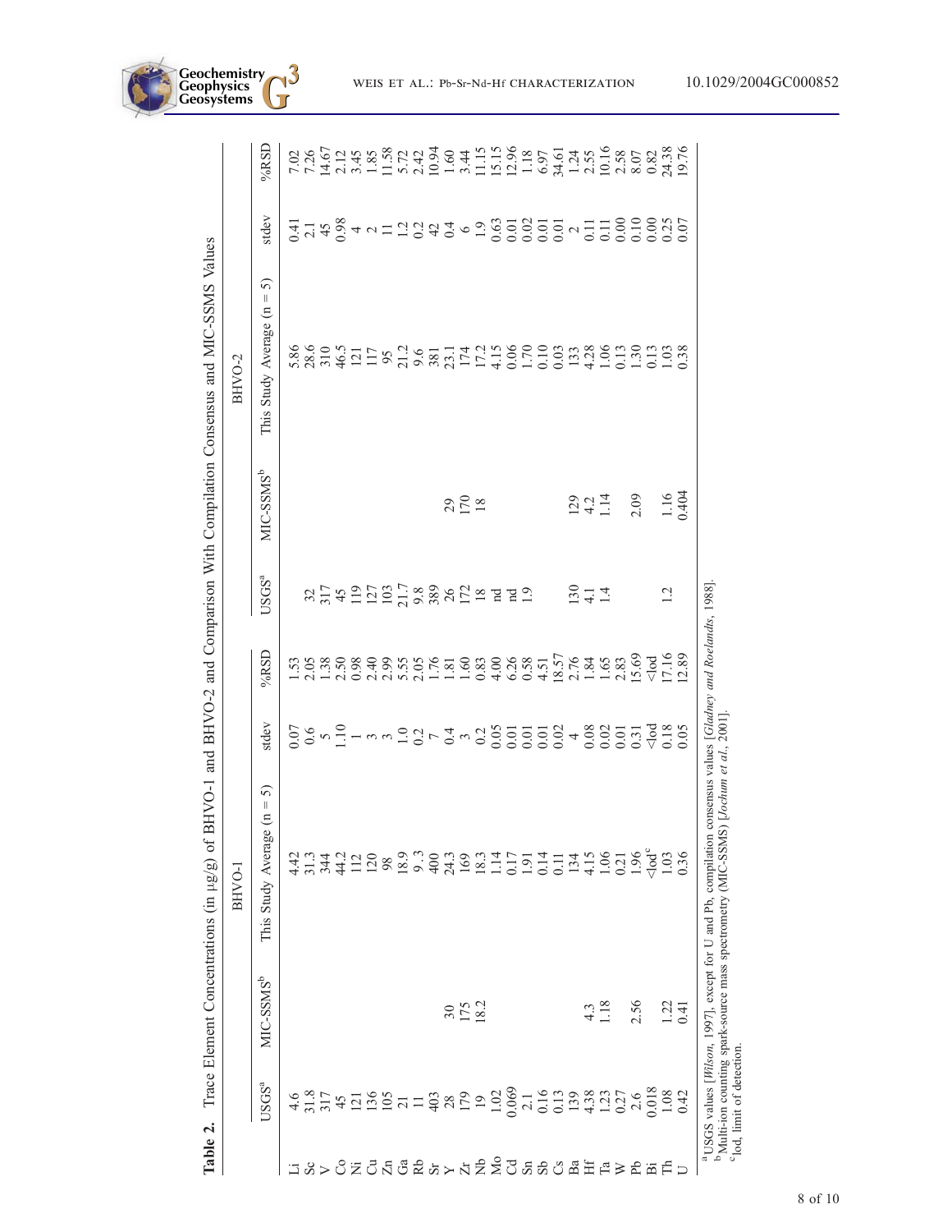**Table 2.** Trace Element Concentrations (in μg/g) of BHVO-1 and BHVO-2 and Comparison With Compilation Consensus and MIC-SSMS Values

| | BHVO-1 | | | | | BHVO-2 | | | | |
|---|---|---|---|---|---|---|---|---|---|---|
| | USGS[a] | MIC-SSMS[b] | This Study Average (n = 5) | stdev | %RSD | USGS[a] | MIC-SSMS[b] | This Study Average (n = 5) | stdev | %RSD |
| Li | 4.6 | | 4.42 | 0.07 | 1.53 | | | 5.86 | 0.41 | 7.02 |
| Sc | 31.8 | | 31.3 | 0.6 | 2.05 | 32 | | 28.6 | 2.1 | 7.26 |
| V | 317 | | 344 | 5 | 1.38 | 317 | | 310 | 45 | 14.67 |
| Co | 45 | | 44.2 | 1.10 | 2.50 | 45 | | 46.5 | 0.98 | 2.12 |
| Ni | 121 | | 112 | 1 | 0.98 | 119 | | 121 | 4 | 3.45 |
| Cu | 136 | | 120 | 3 | 2.40 | 127 | | 117 | 2 | 1.85 |
| Zn | 105 | | 98 | 3 | 2.99 | 103 | | 95 | 11 | 11.58 |
| Ga | 21 | | 18.9 | 1.0 | 5.55 | 21.7 | | 21.2 | 1.2 | 5.72 |
| Rb | 11 | | 9.3 | 0.2 | 2.05 | 9.8 | | 9.6 | 0.2 | 2.42 |
| Sr | 403 | | 400 | 7 | 1.76 | 389 | | 381 | 42 | 10.94 |
| Y | 28 | 30 | 24.3 | 0.4 | 1.81 | 26 | 29 | 23.1 | 0.4 | 1.60 |
| Zr | 179 | 175 | 169 | 3 | 1.60 | 172 | 170 | 174 | 6 | 3.44 |
| Nb | 19 | 18.2 | 18.3 | 0.2 | 0.83 | 18 | 18 | 17.2 | 1.9 | 11.15 |
| Mo | 1.02 | | 1.14 | 0.05 | 4.00 | nd | | 4.15 | 0.63 | 15.15 |
| Cd | 0.069 | | 0.17 | 0.01 | 6.26 | nd | | 0.06 | 0.01 | 12.96 |
| Sn | 2.1 | | 1.91 | 0.01 | 0.58 | 1.9 | | 1.70 | 0.02 | 1.18 |
| Sb | 0.16 | | 0.14 | 0.01 | 4.51 | | | 0.10 | 0.01 | 6.97 |
| Cs | 0.13 | | 0.11 | 0.02 | 18.57 | | | 0.03 | 0.01 | 34.61 |
| Ba | 139 | | 134 | 4 | 2.76 | 130 | 129 | 133 | 2 | 1.24 |
| Hf | 4.38 | 4.3 | 4.15 | 0.08 | 1.84 | 4.1 | 4.2 | 4.28 | 0.11 | 2.55 |
| Ta | 1.23 | 1.18 | 1.06 | 0.02 | 1.65 | 1.4 | 1.14 | 1.06 | 0.11 | 10.16 |
| W | 0.27 | | 0.21 | 0.01 | 2.83 | | | 0.13 | 0.00 | 2.58 |
| Pb | 2.6 | 2.56 | 1.96 | 0.31 | 15.69 | | 2.09 | 1.30 | 0.10 | 8.07 |
| Bi | 0.018 | | <lod[c] | <lod | <lod | | | 0.13 | 0.00 | 0.82 |
| Th | 1.08 | 1.22 | 1.03 | 0.18 | 17.16 | 1.2 | 1.16 | 1.03 | 0.25 | 24.38 |
| U | 0.42 | 0.41 | 0.36 | 0.05 | 12.89 | | 0.404 | 0.38 | 0.07 | 19.76 |

[a] USGS values [*Wilson*, 1997], except for U and Pb, compilation consensus values [*Gladney and Roelandts*, 1988].
[b] Multi-ion counting spark-source mass spectrometry (MIC-SSMS) [*Jochum et al.*, 2001].
[c] lod, limit of detection.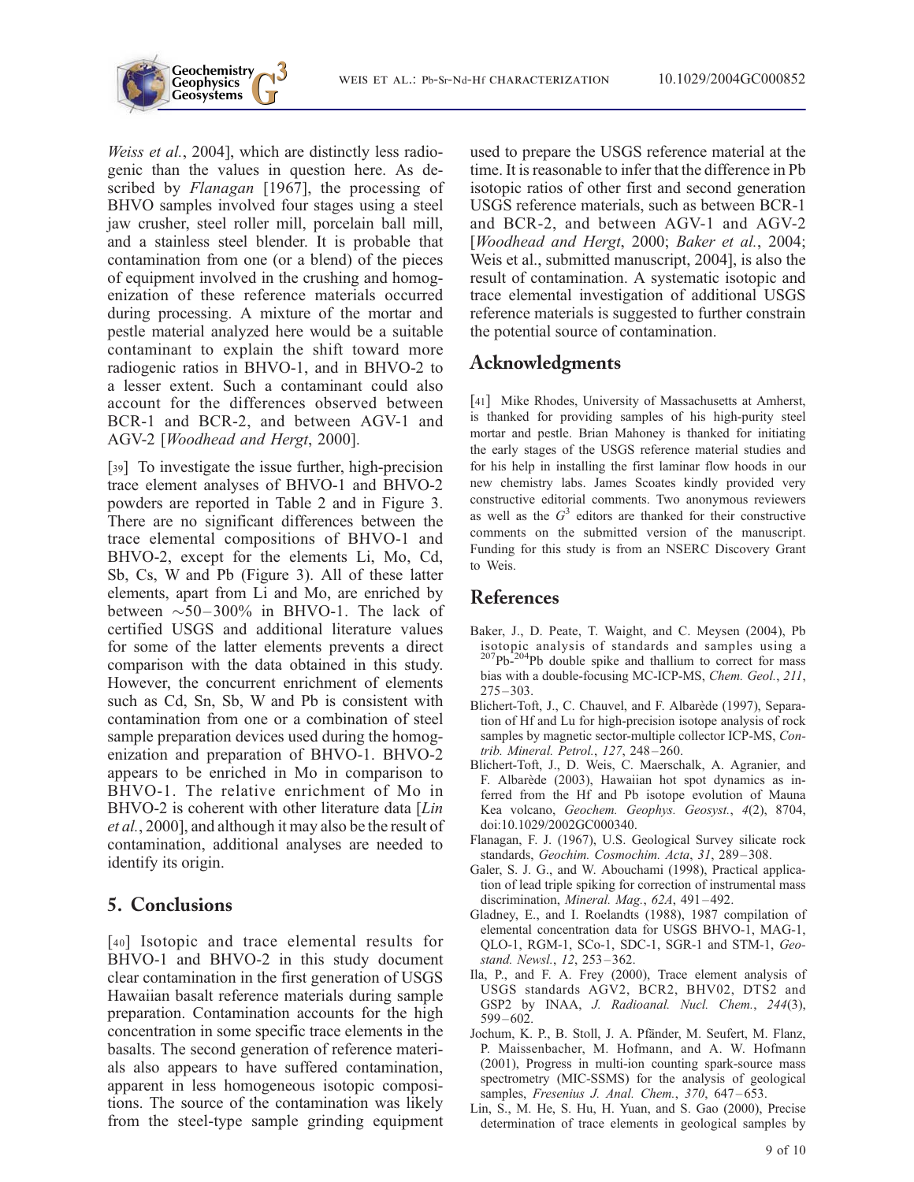*Weiss et al.*, 2004], which are distinctly less radiogenic than the values in question here. As described by *Flanagan* [1967], the processing of BHVO samples involved four stages using a steel jaw crusher, steel roller mill, porcelain ball mill, and a stainless steel blender. It is probable that contamination from one (or a blend) of the pieces of equipment involved in the crushing and homogenization of these reference materials occurred during processing. A mixture of the mortar and pestle material analyzed here would be a suitable contaminant to explain the shift toward more radiogenic ratios in BHVO-1, and in BHVO-2 to a lesser extent. Such a contaminant could also account for the differences observed between BCR-1 and BCR-2, and between AGV-1 and AGV-2 [*Woodhead and Hergt*, 2000].

[39] To investigate the issue further, high-precision trace element analyses of BHVO-1 and BHVO-2 powders are reported in Table 2 and in Figure 3. There are no significant differences between the trace elemental compositions of BHVO-1 and BHVO-2, except for the elements Li, Mo, Cd, Sb, Cs, W and Pb (Figure 3). All of these latter elements, apart from Li and Mo, are enriched by between ~50–300% in BHVO-1. The lack of certified USGS and additional literature values for some of the latter elements prevents a direct comparison with the data obtained in this study. However, the concurrent enrichment of elements such as Cd, Sn, Sb, W and Pb is consistent with contamination from one or a combination of steel sample preparation devices used during the homogenization and preparation of BHVO-1. BHVO-2 appears to be enriched in Mo in comparison to BHVO-1. The relative enrichment of Mo in BHVO-2 is coherent with other literature data [*Lin et al.*, 2000], and although it may also be the result of contamination, additional analyses are needed to identify its origin.

## 5. Conclusions

[40] Isotopic and trace elemental results for BHVO-1 and BHVO-2 in this study document clear contamination in the first generation of USGS Hawaiian basalt reference materials during sample preparation. Contamination accounts for the high concentration in some specific trace elements in the basalts. The second generation of reference materials also appears to have suffered contamination, apparent in less homogeneous isotopic compositions. The source of the contamination was likely from the steel-type sample grinding equipment used to prepare the USGS reference material at the time. It is reasonable to infer that the difference in Pb isotopic ratios of other first and second generation USGS reference materials, such as between BCR-1 and BCR-2, and between AGV-1 and AGV-2 [*Woodhead and Hergt*, 2000; *Baker et al.*, 2004; Weis et al., submitted manuscript, 2004], is also the result of contamination. A systematic isotopic and trace elemental investigation of additional USGS reference materials is suggested to further constrain the potential source of contamination.

## Acknowledgments

[41] Mike Rhodes, University of Massachusetts at Amherst, is thanked for providing samples of his high-purity steel mortar and pestle. Brian Mahoney is thanked for initiating the early stages of the USGS reference material studies and for his help in installing the first laminar flow hoods in our new chemistry labs. James Scoates kindly provided very constructive editorial comments. Two anonymous reviewers as well as the $G^3$ editors are thanked for their constructive comments on the submitted version of the manuscript. Funding for this study is from an NSERC Discovery Grant to Weis.

## References

Baker, J., D. Peate, T. Waight, and C. Meysen (2004), Pb isotopic analysis of standards and samples using a $^{207}$Pb-$^{204}$Pb double spike and thallium to correct for mass bias with a double-focusing MC-ICP-MS, *Chem. Geol.*, *211*, 275–303.

Blichert-Toft, J., C. Chauvel, and F. Albarède (1997), Separation of Hf and Lu for high-precision isotope analysis of rock samples by magnetic sector-multiple collector ICP-MS, *Contrib. Mineral. Petrol.*, *127*, 248–260.

Blichert-Toft, J., D. Weis, C. Maerschalk, A. Agranier, and F. Albarède (2003), Hawaiian hot spot dynamics as inferred from the Hf and Pb isotope evolution of Mauna Kea volcano, *Geochem. Geophys. Geosyst.*, *4*(2), 8704, doi:10.1029/2002GC000340.

Flanagan, F. J. (1967), U.S. Geological Survey silicate rock standards, *Geochim. Cosmochim. Acta*, *31*, 289–308.

Galer, S. J. G., and W. Abouchami (1998), Practical application of lead triple spiking for correction of instrumental mass discrimination, *Mineral. Mag.*, *62A*, 491–492.

Gladney, E., and I. Roelandts (1988), 1987 compilation of elemental concentration data for USGS BHVO-1, MAG-1, QLO-1, RGM-1, SCo-1, SDC-1, SGR-1 and STM-1, *Geostand. Newsl.*, *12*, 253–362.

Ila, P., and F. A. Frey (2000), Trace element analysis of USGS standards AGV2, BCR2, BHV02, DTS2 and GSP2 by INAA, *J. Radioanal. Nucl. Chem.*, *244*(3), 599–602.

Jochum, K. P., B. Stoll, J. A. Pfänder, M. Seufert, M. Flanz, P. Maissenbacher, M. Hofmann, and A. W. Hofmann (2001), Progress in multi-ion counting spark-source mass spectrometry (MIC-SSMS) for the analysis of geological samples, *Fresenius J. Anal. Chem.*, *370*, 647–653.

Lin, S., M. He, S. Hu, H. Yuan, and S. Gao (2000), Precise determination of trace elements in geological samples by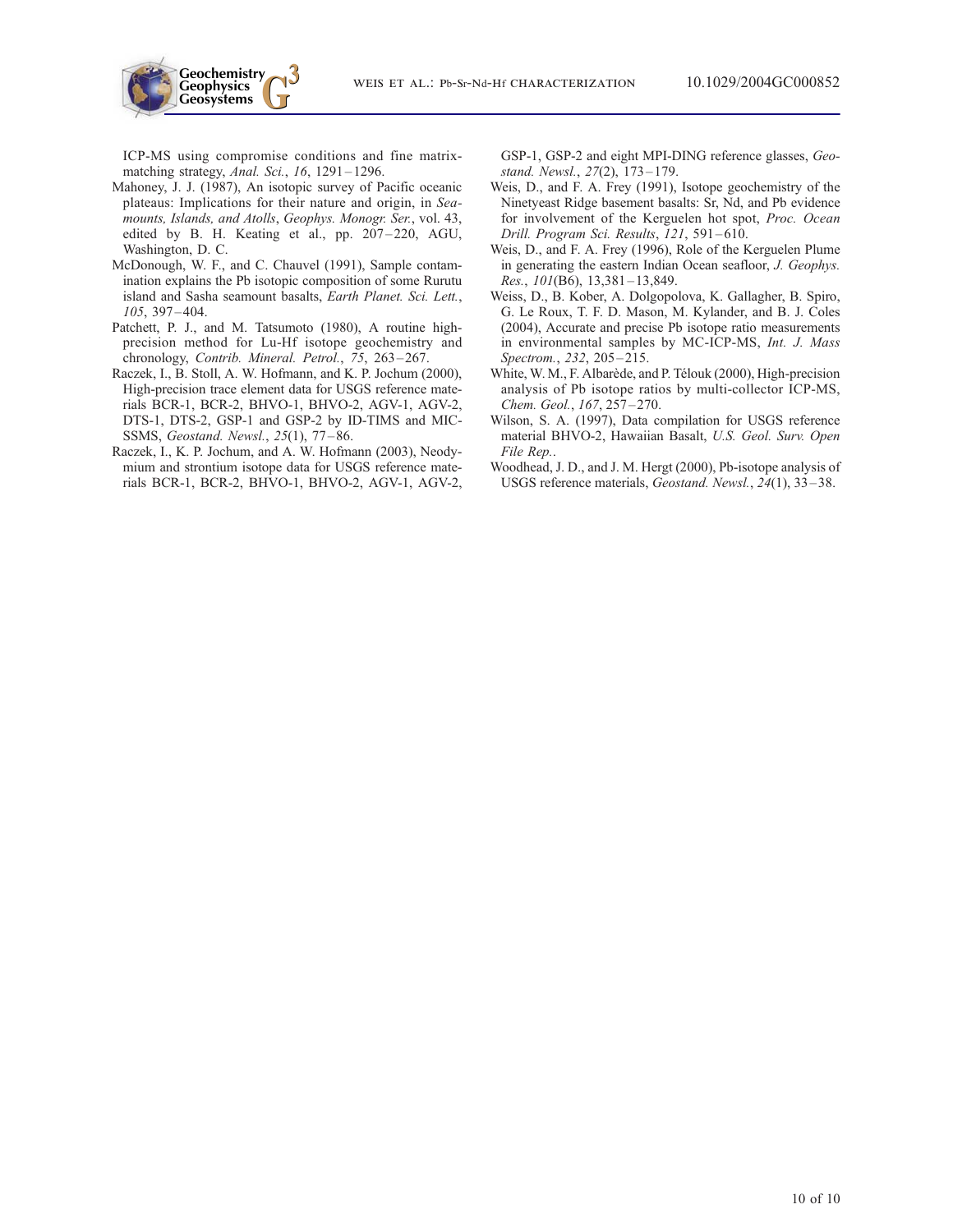ICP-MS using compromise conditions and fine matrix-matching strategy, *Anal. Sci.*, *16*, 1291–1296.

Mahoney, J. J. (1987), An isotopic survey of Pacific oceanic plateaus: Implications for their nature and origin, in *Seamounts, Islands, and Atolls*, *Geophys. Monogr. Ser.*, vol. 43, edited by B. H. Keating et al., pp. 207–220, AGU, Washington, D. C.

McDonough, W. F., and C. Chauvel (1991), Sample contamination explains the Pb isotopic composition of some Rurutu island and Sasha seamount basalts, *Earth Planet. Sci. Lett.*, *105*, 397–404.

Patchett, P. J., and M. Tatsumoto (1980), A routine high-precision method for Lu-Hf isotope geochemistry and chronology, *Contrib. Mineral. Petrol.*, *75*, 263–267.

Raczek, I., B. Stoll, A. W. Hofmann, and K. P. Jochum (2000), High-precision trace element data for USGS reference materials BCR-1, BCR-2, BHVO-1, BHVO-2, AGV-1, AGV-2, DTS-1, DTS-2, GSP-1 and GSP-2 by ID-TIMS and MIC-SSMS, *Geostand. Newsl.*, *25*(1), 77–86.

Raczek, I., K. P. Jochum, and A. W. Hofmann (2003), Neodymium and strontium isotope data for USGS reference materials BCR-1, BCR-2, BHVO-1, BHVO-2, AGV-1, AGV-2, GSP-1, GSP-2 and eight MPI-DING reference glasses, *Geostand. Newsl.*, *27*(2), 173–179.

Weis, D., and F. A. Frey (1991), Isotope geochemistry of the Ninetyeast Ridge basement basalts: Sr, Nd, and Pb evidence for involvement of the Kerguelen hot spot, *Proc. Ocean Drill. Program Sci. Results*, *121*, 591–610.

Weis, D., and F. A. Frey (1996), Role of the Kerguelen Plume in generating the eastern Indian Ocean seafloor, *J. Geophys. Res.*, *101*(B6), 13,381–13,849.

Weiss, D., B. Kober, A. Dolgopolova, K. Gallagher, B. Spiro, G. Le Roux, T. F. D. Mason, M. Kylander, and B. J. Coles (2004), Accurate and precise Pb isotope ratio measurements in environmental samples by MC-ICP-MS, *Int. J. Mass Spectrom.*, *232*, 205–215.

White, W. M., F. Albarède, and P. Télouk (2000), High-precision analysis of Pb isotope ratios by multi-collector ICP-MS, *Chem. Geol.*, *167*, 257–270.

Wilson, S. A. (1997), Data compilation for USGS reference material BHVO-2, Hawaiian Basalt, *U.S. Geol. Surv. Open File Rep.*.

Woodhead, J. D., and J. M. Hergt (2000), Pb-isotope analysis of USGS reference materials, *Geostand. Newsl.*, *24*(1), 33–38.